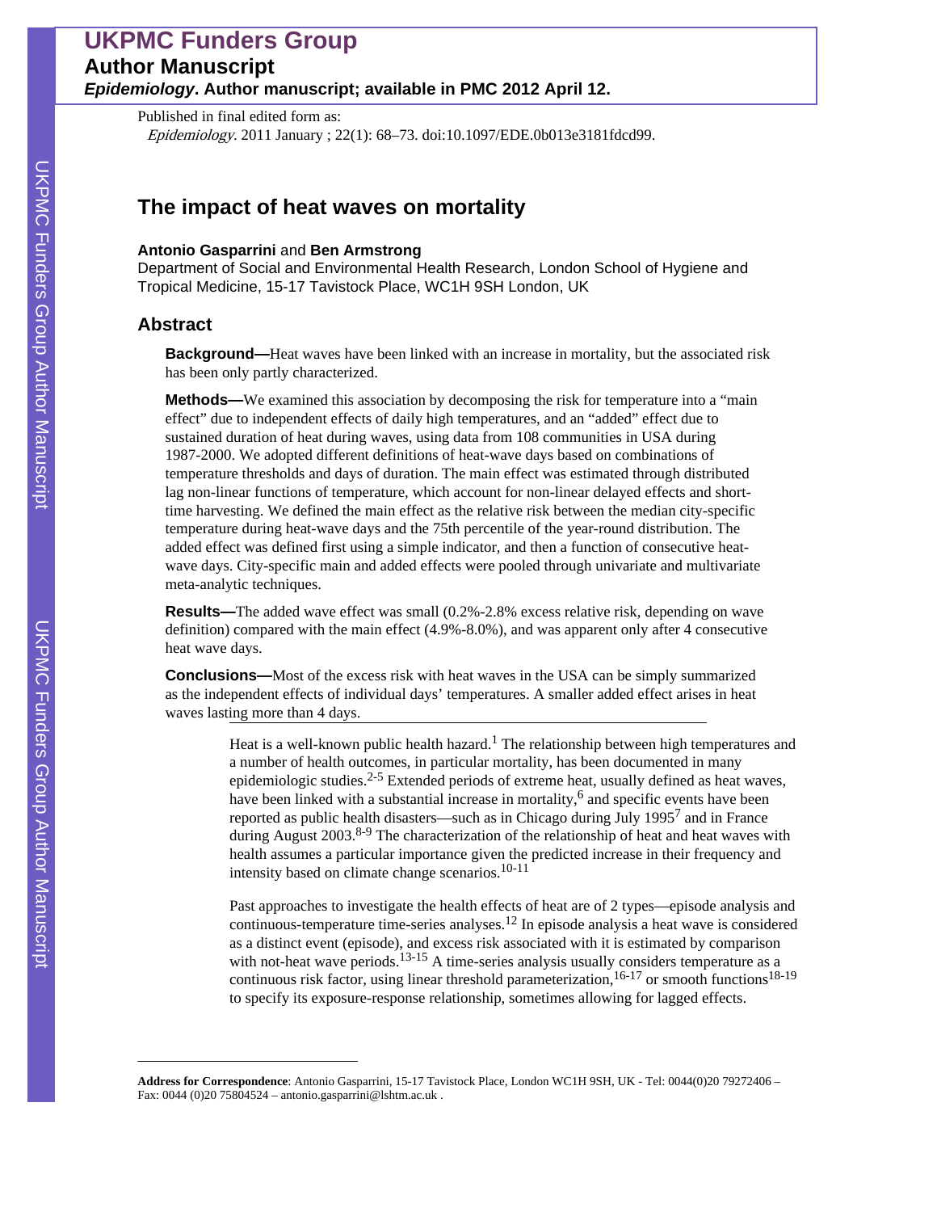# UKPMC Funders Group

## Author Manuscript

***Epidemiology*. Author manuscript; available in PMC 2012 April 12.**

Published in final edited form as:

*Epidemiology*. 2011 January ; 22(1): 68–73. doi:10.1097/EDE.0b013e3181fdcd99.

# The impact of heat waves on mortality

**Antonio Gasparrini** and **Ben Armstrong**

Department of Social and Environmental Health Research, London School of Hygiene and Tropical Medicine, 15-17 Tavistock Place, WC1H 9SH London, UK

## Abstract

**Background—**Heat waves have been linked with an increase in mortality, but the associated risk has been only partly characterized.

**Methods—**We examined this association by decomposing the risk for temperature into a "main effect" due to independent effects of daily high temperatures, and an "added" effect due to sustained duration of heat during waves, using data from 108 communities in USA during 1987-2000. We adopted different definitions of heat-wave days based on combinations of temperature thresholds and days of duration. The main effect was estimated through distributed lag non-linear functions of temperature, which account for non-linear delayed effects and short-time harvesting. We defined the main effect as the relative risk between the median city-specific temperature during heat-wave days and the 75th percentile of the year-round distribution. The added effect was defined first using a simple indicator, and then a function of consecutive heat-wave days. City-specific main and added effects were pooled through univariate and multivariate meta-analytic techniques.

**Results—**The added wave effect was small (0.2%-2.8% excess relative risk, depending on wave definition) compared with the main effect (4.9%-8.0%), and was apparent only after 4 consecutive heat wave days.

**Conclusions—**Most of the excess risk with heat waves in the USA can be simply summarized as the independent effects of individual days' temperatures. A smaller added effect arises in heat waves lasting more than 4 days.

Heat is a well-known public health hazard.[1] The relationship between high temperatures and a number of health outcomes, in particular mortality, has been documented in many epidemiologic studies.[2-5] Extended periods of extreme heat, usually defined as heat waves, have been linked with a substantial increase in mortality,[6] and specific events have been reported as public health disasters—such as in Chicago during July 1995[7] and in France during August 2003.[8-9] The characterization of the relationship of heat and heat waves with health assumes a particular importance given the predicted increase in their frequency and intensity based on climate change scenarios.[10-11]

Past approaches to investigate the health effects of heat are of 2 types—episode analysis and continuous-temperature time-series analyses.[12] In episode analysis a heat wave is considered as a distinct event (episode), and excess risk associated with it is estimated by comparison with not-heat wave periods.[13-15] A time-series analysis usually considers temperature as a continuous risk factor, using linear threshold parameterization,[16-17] or smooth functions[18-19] to specify its exposure-response relationship, sometimes allowing for lagged effects.

**Address for Correspondence**: Antonio Gasparrini, 15-17 Tavistock Place, London WC1H 9SH, UK - Tel: 0044(0)20 79272406 – Fax: 0044 (0)20 75804524 – antonio.gasparrini@lshtm.ac.uk .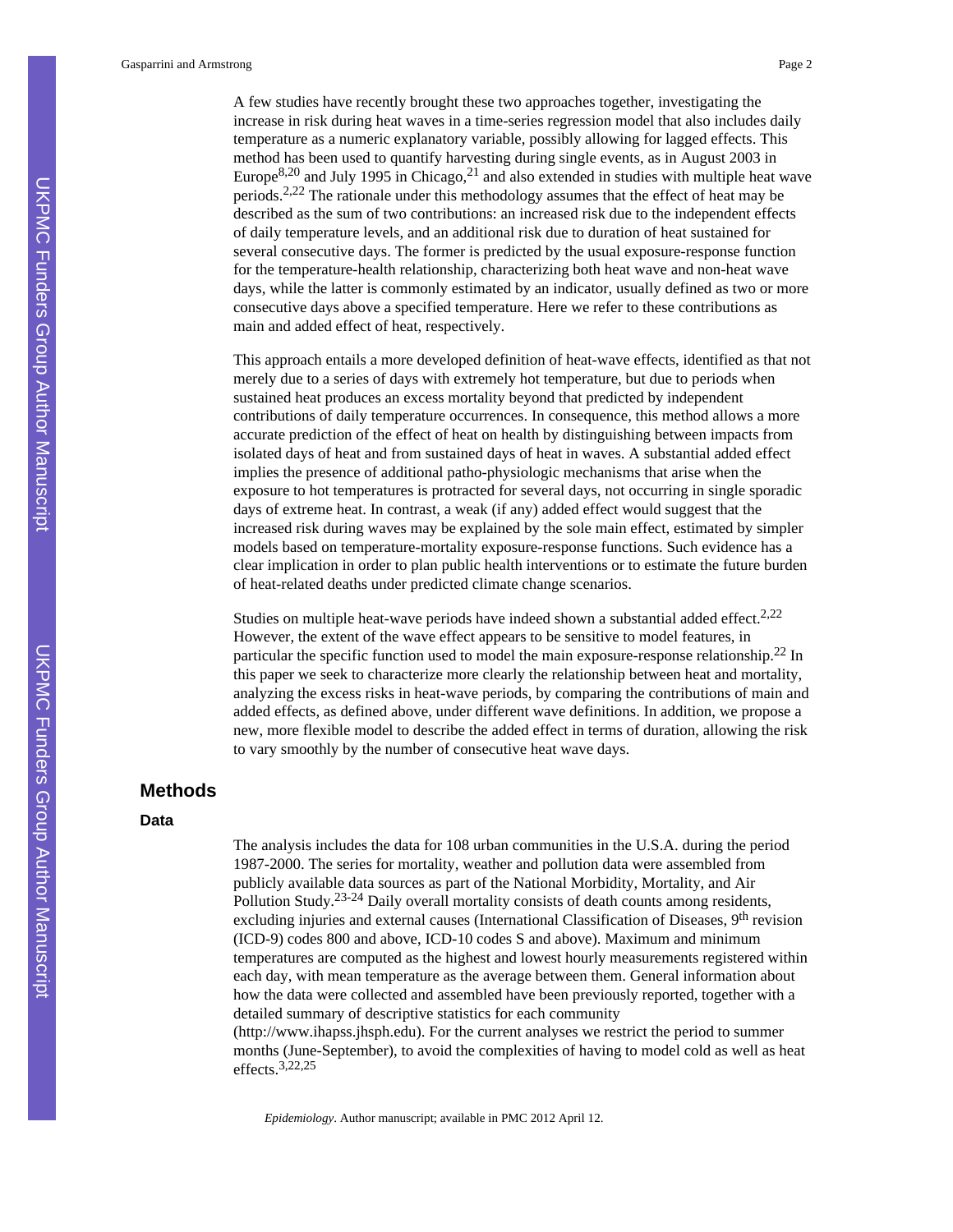A few studies have recently brought these two approaches together, investigating the increase in risk during heat waves in a time-series regression model that also includes daily temperature as a numeric explanatory variable, possibly allowing for lagged effects. This method has been used to quantify harvesting during single events, as in August 2003 in Europe[8,20] and July 1995 in Chicago,[21] and also extended in studies with multiple heat wave periods.[2,22] The rationale under this methodology assumes that the effect of heat may be described as the sum of two contributions: an increased risk due to the independent effects of daily temperature levels, and an additional risk due to duration of heat sustained for several consecutive days. The former is predicted by the usual exposure-response function for the temperature-health relationship, characterizing both heat wave and non-heat wave days, while the latter is commonly estimated by an indicator, usually defined as two or more consecutive days above a specified temperature. Here we refer to these contributions as main and added effect of heat, respectively.

This approach entails a more developed definition of heat-wave effects, identified as that not merely due to a series of days with extremely hot temperature, but due to periods when sustained heat produces an excess mortality beyond that predicted by independent contributions of daily temperature occurrences. In consequence, this method allows a more accurate prediction of the effect of heat on health by distinguishing between impacts from isolated days of heat and from sustained days of heat in waves. A substantial added effect implies the presence of additional patho-physiologic mechanisms that arise when the exposure to hot temperatures is protracted for several days, not occurring in single sporadic days of extreme heat. In contrast, a weak (if any) added effect would suggest that the increased risk during waves may be explained by the sole main effect, estimated by simpler models based on temperature-mortality exposure-response functions. Such evidence has a clear implication in order to plan public health interventions or to estimate the future burden of heat-related deaths under predicted climate change scenarios.

Studies on multiple heat-wave periods have indeed shown a substantial added effect.[2,22] However, the extent of the wave effect appears to be sensitive to model features, in particular the specific function used to model the main exposure-response relationship.[22] In this paper we seek to characterize more clearly the relationship between heat and mortality, analyzing the excess risks in heat-wave periods, by comparing the contributions of main and added effects, as defined above, under different wave definitions. In addition, we propose a new, more flexible model to describe the added effect in terms of duration, allowing the risk to vary smoothly by the number of consecutive heat wave days.

## Methods

### Data

The analysis includes the data for 108 urban communities in the U.S.A. during the period 1987-2000. The series for mortality, weather and pollution data were assembled from publicly available data sources as part of the National Morbidity, Mortality, and Air Pollution Study.[23-24] Daily overall mortality consists of death counts among residents, excluding injuries and external causes (International Classification of Diseases, 9th revision (ICD-9) codes 800 and above, ICD-10 codes S and above). Maximum and minimum temperatures are computed as the highest and lowest hourly measurements registered within each day, with mean temperature as the average between them. General information about how the data were collected and assembled have been previously reported, together with a detailed summary of descriptive statistics for each community (http://www.ihapss.jhsph.edu). For the current analyses we restrict the period to summer months (June-September), to avoid the complexities of having to model cold as well as heat effects.[3,22,25]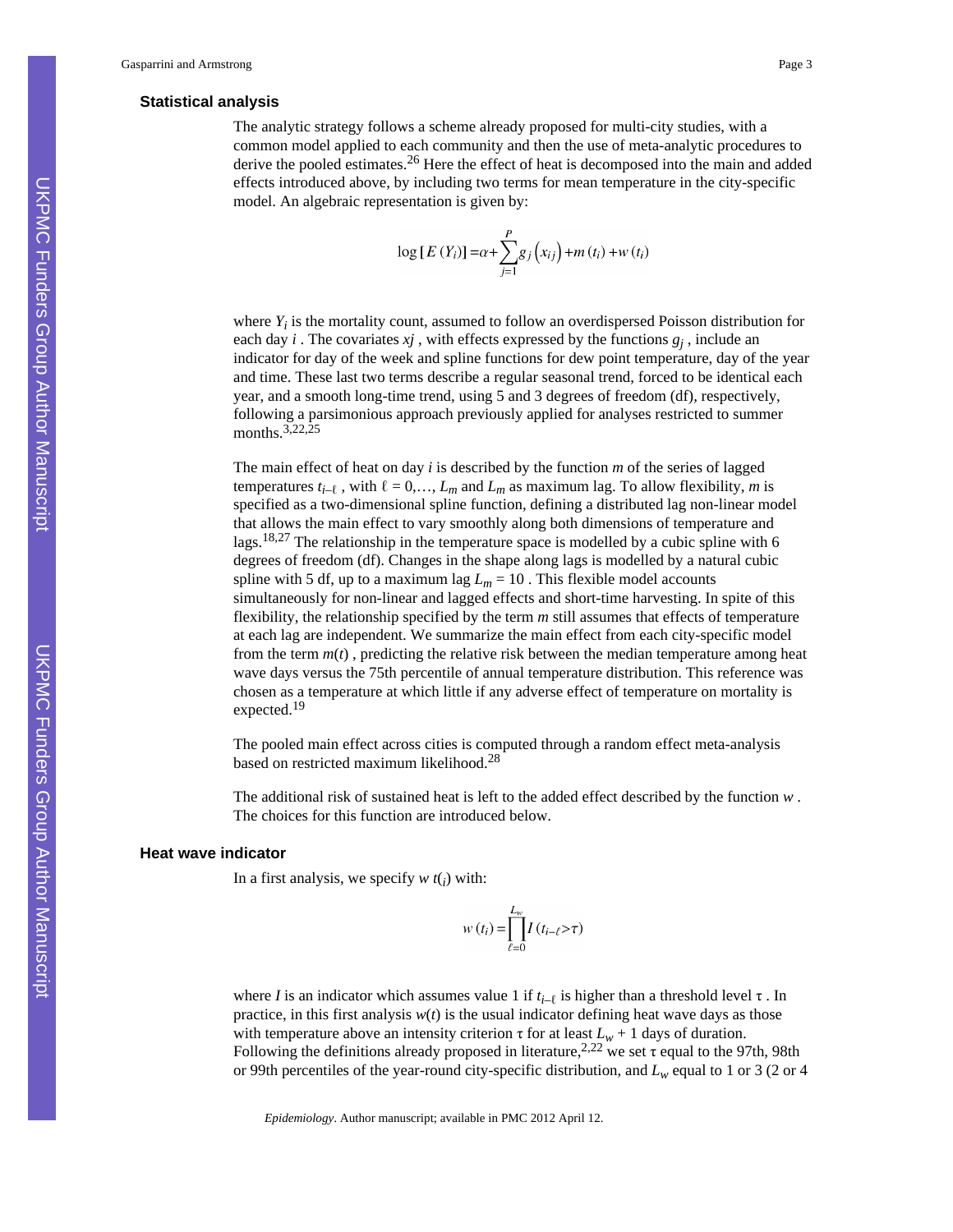### Statistical analysis

The analytic strategy follows a scheme already proposed for multi-city studies, with a common model applied to each community and then the use of meta-analytic procedures to derive the pooled estimates.[26] Here the effect of heat is decomposed into the main and added effects introduced above, by including two terms for mean temperature in the city-specific model. An algebraic representation is given by:

$$\log\left[E\left(Y_i\right)\right] = \alpha + \sum_{j=1}^{P} g_j\left(x_{ij}\right) + m\left(t_i\right) + w\left(t_i\right)$$

where $Y_i$ is the mortality count, assumed to follow an overdispersed Poisson distribution for each day $i$ . The covariates $xj$ , with effects expressed by the functions $g_j$ , include an indicator for day of the week and spline functions for dew point temperature, day of the year and time. These last two terms describe a regular seasonal trend, forced to be identical each year, and a smooth long-time trend, using 5 and 3 degrees of freedom (df), respectively, following a parsimonious approach previously applied for analyses restricted to summer months.[3,22,25]

The main effect of heat on day $i$ is described by the function $m$ of the series of lagged temperatures $t_{i-\ell}$ , with $\ell = 0,\ldots, L_m$ and $L_m$ as maximum lag. To allow flexibility, $m$ is specified as a two-dimensional spline function, defining a distributed lag non-linear model that allows the main effect to vary smoothly along both dimensions of temperature and lags.[18,27] The relationship in the temperature space is modelled by a cubic spline with 6 degrees of freedom (df). Changes in the shape along lags is modelled by a natural cubic spline with 5 df, up to a maximum lag $L_m = 10$ . This flexible model accounts simultaneously for non-linear and lagged effects and short-time harvesting. In spite of this flexibility, the relationship specified by the term $m$ still assumes that effects of temperature at each lag are independent. We summarize the main effect from each city-specific model from the term $m(t)$ , predicting the relative risk between the median temperature among heat wave days versus the 75th percentile of annual temperature distribution. This reference was chosen as a temperature at which little if any adverse effect of temperature on mortality is expected.[19]

The pooled main effect across cities is computed through a random effect meta-analysis based on restricted maximum likelihood.[28]

The additional risk of sustained heat is left to the added effect described by the function $w$ . The choices for this function are introduced below.

### Heat wave indicator

In a first analysis, we specify $w\ t(_i)$ with:

$$w\left(t_i\right) = \prod_{\ell=0}^{L_w} I\left(t_{i-\ell} > \tau\right)$$

where $I$ is an indicator which assumes value 1 if $t_{i-\ell}$ is higher than a threshold level $\tau$ . In practice, in this first analysis $w(t)$ is the usual indicator defining heat wave days as those with temperature above an intensity criterion $\tau$ for at least $L_w + 1$ days of duration. Following the definitions already proposed in literature,[2,22] we set $\tau$ equal to the 97th, 98th or 99th percentiles of the year-round city-specific distribution, and $L_w$ equal to 1 or 3 (2 or 4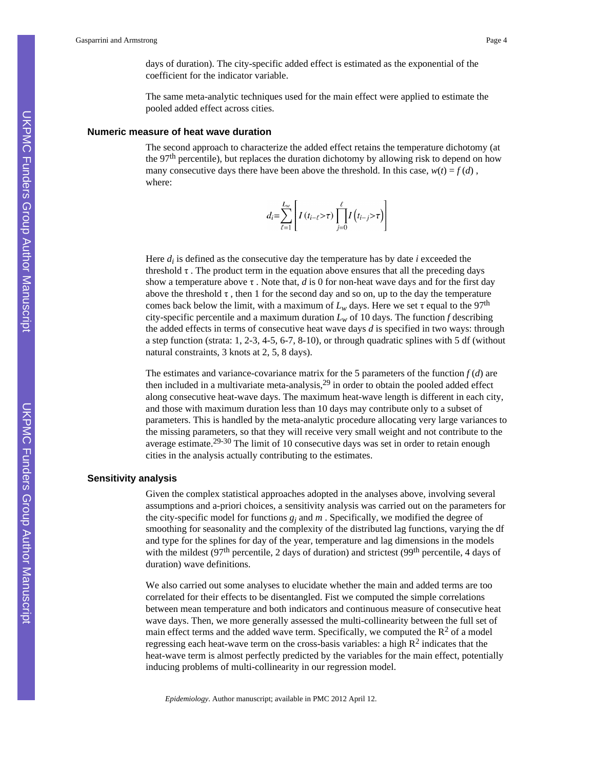days of duration). The city-specific added effect is estimated as the exponential of the coefficient for the indicator variable.

The same meta-analytic techniques used for the main effect were applied to estimate the pooled added effect across cities.

### Numeric measure of heat wave duration

The second approach to characterize the added effect retains the temperature dichotomy (at the 97th percentile), but replaces the duration dichotomy by allowing risk to depend on how many consecutive days there have been above the threshold. In this case, $w(t) = f(d)$ , where:

$$d_i = \sum_{\ell=1}^{L_w} \left[ I\left(t_{i-\ell} > \tau\right) \prod_{j=0}^{\ell} I\left(t_{i-j} > \tau\right) \right]$$

Here $d_i$ is defined as the consecutive day the temperature has by date $i$ exceeded the threshold $\tau$ . The product term in the equation above ensures that all the preceding days show a temperature above $\tau$ . Note that, $d$ is 0 for non-heat wave days and for the first day above the threshold $\tau$ , then 1 for the second day and so on, up to the day the temperature comes back below the limit, with a maximum of $L_w$ days. Here we set $\tau$ equal to the 97th city-specific percentile and a maximum duration $L_w$ of 10 days. The function $f$ describing the added effects in terms of consecutive heat wave days $d$ is specified in two ways: through a step function (strata: 1, 2-3, 4-5, 6-7, 8-10), or through quadratic splines with 5 df (without natural constraints, 3 knots at 2, 5, 8 days).

The estimates and variance-covariance matrix for the 5 parameters of the function $f(d)$ are then included in a multivariate meta-analysis,[29] in order to obtain the pooled added effect along consecutive heat-wave days. The maximum heat-wave length is different in each city, and those with maximum duration less than 10 days may contribute only to a subset of parameters. This is handled by the meta-analytic procedure allocating very large variances to the missing parameters, so that they will receive very small weight and not contribute to the average estimate.[29-30] The limit of 10 consecutive days was set in order to retain enough cities in the analysis actually contributing to the estimates.

### Sensitivity analysis

Given the complex statistical approaches adopted in the analyses above, involving several assumptions and a-priori choices, a sensitivity analysis was carried out on the parameters for the city-specific model for functions $g_j$ and $m$ . Specifically, we modified the degree of smoothing for seasonality and the complexity of the distributed lag functions, varying the df and type for the splines for day of the year, temperature and lag dimensions in the models with the mildest (97th percentile, 2 days of duration) and strictest (99th percentile, 4 days of duration) wave definitions.

We also carried out some analyses to elucidate whether the main and added terms are too correlated for their effects to be disentangled. Fist we computed the simple correlations between mean temperature and both indicators and continuous measure of consecutive heat wave days. Then, we more generally assessed the multi-collinearity between the full set of main effect terms and the added wave term. Specifically, we computed the $R^2$ of a model regressing each heat-wave term on the cross-basis variables: a high $R^2$ indicates that the heat-wave term is almost perfectly predicted by the variables for the main effect, potentially inducing problems of multi-collinearity in our regression model.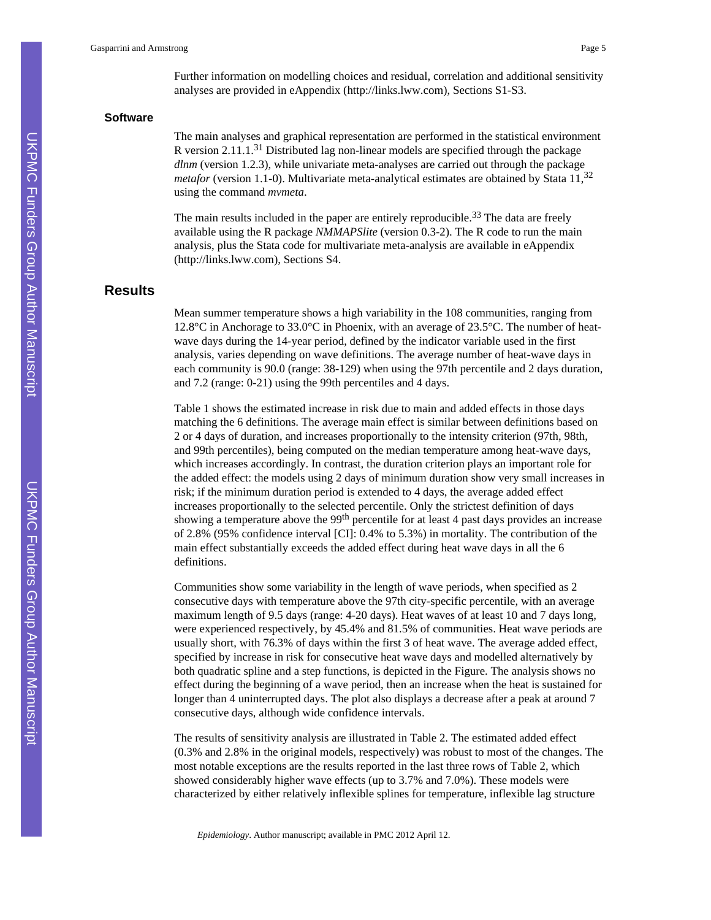Further information on modelling choices and residual, correlation and additional sensitivity analyses are provided in eAppendix (http://links.lww.com), Sections S1-S3.

### Software

The main analyses and graphical representation are performed in the statistical environment R version 2.11.1.[31] Distributed lag non-linear models are specified through the package *dlnm* (version 1.2.3), while univariate meta-analyses are carried out through the package *metafor* (version 1.1-0). Multivariate meta-analytical estimates are obtained by Stata 11,[32] using the command *mvmeta*.

The main results included in the paper are entirely reproducible.[33] The data are freely available using the R package *NMMAPSlite* (version 0.3-2). The R code to run the main analysis, plus the Stata code for multivariate meta-analysis are available in eAppendix (http://links.lww.com), Sections S4.

## Results

Mean summer temperature shows a high variability in the 108 communities, ranging from 12.8°C in Anchorage to 33.0°C in Phoenix, with an average of 23.5°C. The number of heat-wave days during the 14-year period, defined by the indicator variable used in the first analysis, varies depending on wave definitions. The average number of heat-wave days in each community is 90.0 (range: 38-129) when using the 97th percentile and 2 days duration, and 7.2 (range: 0-21) using the 99th percentiles and 4 days.

Table 1 shows the estimated increase in risk due to main and added effects in those days matching the 6 definitions. The average main effect is similar between definitions based on 2 or 4 days of duration, and increases proportionally to the intensity criterion (97th, 98th, and 99th percentiles), being computed on the median temperature among heat-wave days, which increases accordingly. In contrast, the duration criterion plays an important role for the added effect: the models using 2 days of minimum duration show very small increases in risk; if the minimum duration period is extended to 4 days, the average added effect increases proportionally to the selected percentile. Only the strictest definition of days showing a temperature above the $99^{th}$ percentile for at least 4 past days provides an increase of 2.8% (95% confidence interval [CI]: 0.4% to 5.3%) in mortality. The contribution of the main effect substantially exceeds the added effect during heat wave days in all the 6 definitions.

Communities show some variability in the length of wave periods, when specified as 2 consecutive days with temperature above the 97th city-specific percentile, with an average maximum length of 9.5 days (range: 4-20 days). Heat waves of at least 10 and 7 days long, were experienced respectively, by 45.4% and 81.5% of communities. Heat wave periods are usually short, with 76.3% of days within the first 3 of heat wave. The average added effect, specified by increase in risk for consecutive heat wave days and modelled alternatively by both quadratic spline and a step functions, is depicted in the Figure. The analysis shows no effect during the beginning of a wave period, then an increase when the heat is sustained for longer than 4 uninterrupted days. The plot also displays a decrease after a peak at around 7 consecutive days, although wide confidence intervals.

The results of sensitivity analysis are illustrated in Table 2. The estimated added effect (0.3% and 2.8% in the original models, respectively) was robust to most of the changes. The most notable exceptions are the results reported in the last three rows of Table 2, which showed considerably higher wave effects (up to 3.7% and 7.0%). These models were characterized by either relatively inflexible splines for temperature, inflexible lag structure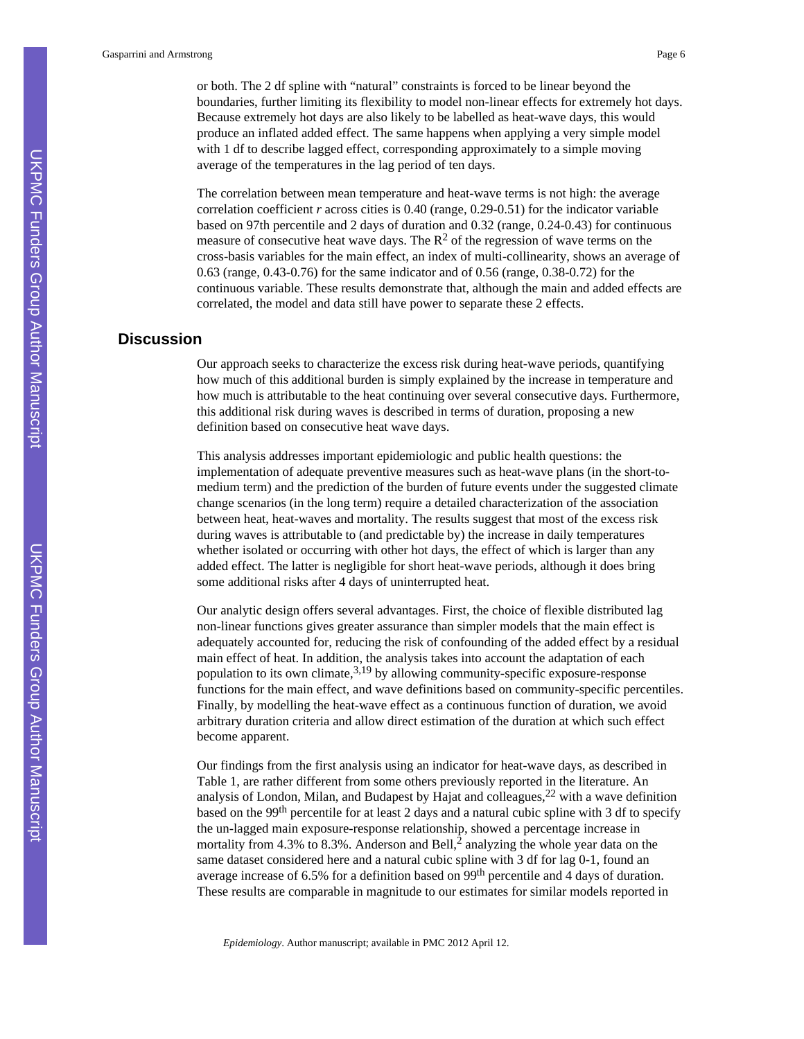or both. The 2 df spline with "natural" constraints is forced to be linear beyond the boundaries, further limiting its flexibility to model non-linear effects for extremely hot days. Because extremely hot days are also likely to be labelled as heat-wave days, this would produce an inflated added effect. The same happens when applying a very simple model with 1 df to describe lagged effect, corresponding approximately to a simple moving average of the temperatures in the lag period of ten days.

The correlation between mean temperature and heat-wave terms is not high: the average correlation coefficient *r* across cities is 0.40 (range, 0.29-0.51) for the indicator variable based on 97th percentile and 2 days of duration and 0.32 (range, 0.24-0.43) for continuous measure of consecutive heat wave days. The $R^2$ of the regression of wave terms on the cross-basis variables for the main effect, an index of multi-collinearity, shows an average of 0.63 (range, 0.43-0.76) for the same indicator and of 0.56 (range, 0.38-0.72) for the continuous variable. These results demonstrate that, although the main and added effects are correlated, the model and data still have power to separate these 2 effects.

## Discussion

Our approach seeks to characterize the excess risk during heat-wave periods, quantifying how much of this additional burden is simply explained by the increase in temperature and how much is attributable to the heat continuing over several consecutive days. Furthermore, this additional risk during waves is described in terms of duration, proposing a new definition based on consecutive heat wave days.

This analysis addresses important epidemiologic and public health questions: the implementation of adequate preventive measures such as heat-wave plans (in the short-to-medium term) and the prediction of the burden of future events under the suggested climate change scenarios (in the long term) require a detailed characterization of the association between heat, heat-waves and mortality. The results suggest that most of the excess risk during waves is attributable to (and predictable by) the increase in daily temperatures whether isolated or occurring with other hot days, the effect of which is larger than any added effect. The latter is negligible for short heat-wave periods, although it does bring some additional risks after 4 days of uninterrupted heat.

Our analytic design offers several advantages. First, the choice of flexible distributed lag non-linear functions gives greater assurance than simpler models that the main effect is adequately accounted for, reducing the risk of confounding of the added effect by a residual main effect of heat. In addition, the analysis takes into account the adaptation of each population to its own climate,[3,19] by allowing community-specific exposure-response functions for the main effect, and wave definitions based on community-specific percentiles. Finally, by modelling the heat-wave effect as a continuous function of duration, we avoid arbitrary duration criteria and allow direct estimation of the duration at which such effect become apparent.

Our findings from the first analysis using an indicator for heat-wave days, as described in Table 1, are rather different from some others previously reported in the literature. An analysis of London, Milan, and Budapest by Hajat and colleagues,[22] with a wave definition based on the 99$^{th}$ percentile for at least 2 days and a natural cubic spline with 3 df to specify the un-lagged main exposure-response relationship, showed a percentage increase in mortality from 4.3% to 8.3%. Anderson and Bell,[2] analyzing the whole year data on the same dataset considered here and a natural cubic spline with 3 df for lag 0-1, found an average increase of 6.5% for a definition based on 99$^{th}$ percentile and 4 days of duration. These results are comparable in magnitude to our estimates for similar models reported in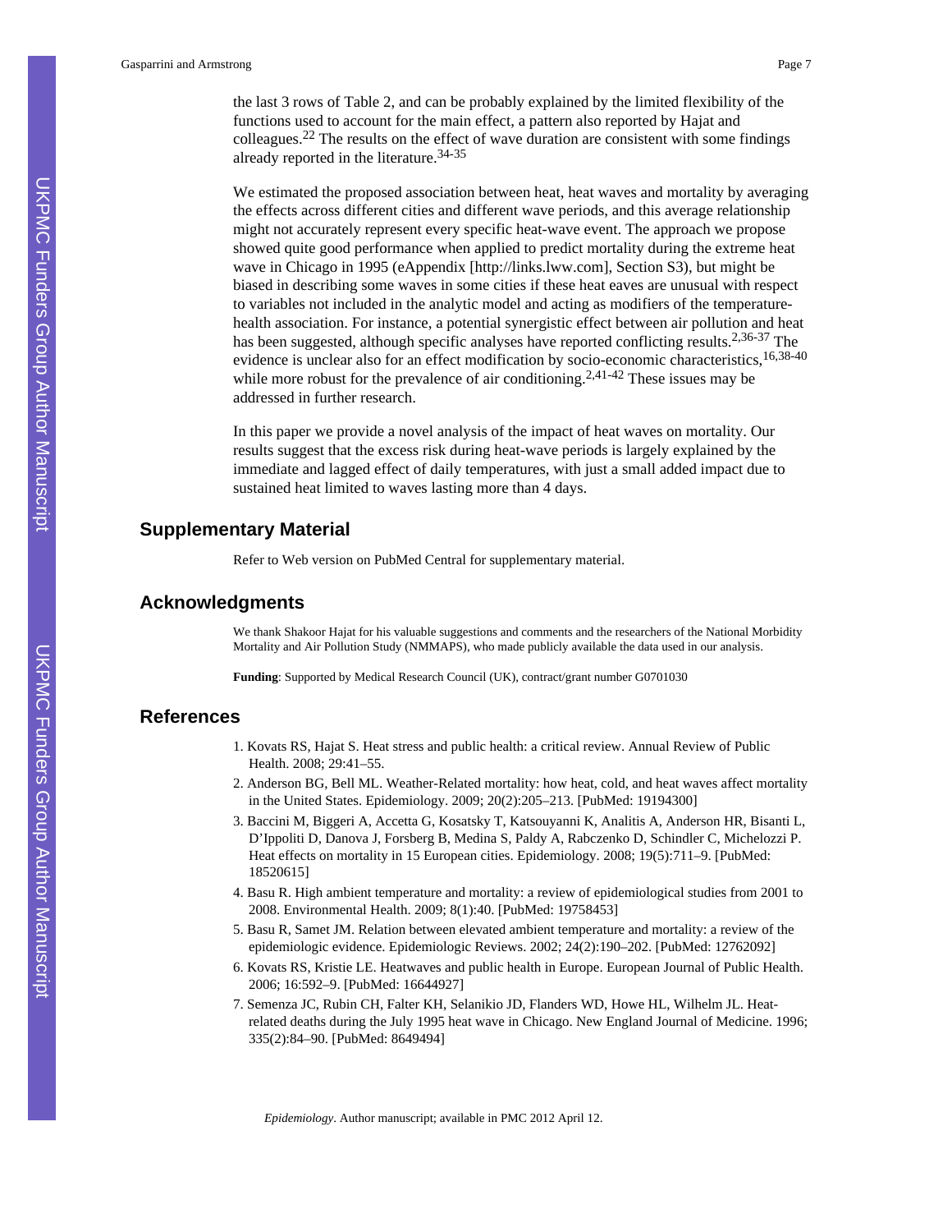the last 3 rows of Table 2, and can be probably explained by the limited flexibility of the functions used to account for the main effect, a pattern also reported by Hajat and colleagues.[22] The results on the effect of wave duration are consistent with some findings already reported in the literature.[34-35]

We estimated the proposed association between heat, heat waves and mortality by averaging the effects across different cities and different wave periods, and this average relationship might not accurately represent every specific heat-wave event. The approach we propose showed quite good performance when applied to predict mortality during the extreme heat wave in Chicago in 1995 (eAppendix [http://links.lww.com], Section S3), but might be biased in describing some waves in some cities if these heat eaves are unusual with respect to variables not included in the analytic model and acting as modifiers of the temperature-health association. For instance, a potential synergistic effect between air pollution and heat has been suggested, although specific analyses have reported conflicting results.[2,36-37] The evidence is unclear also for an effect modification by socio-economic characteristics,[16,38-40] while more robust for the prevalence of air conditioning.[2,41-42] These issues may be addressed in further research.

In this paper we provide a novel analysis of the impact of heat waves on mortality. Our results suggest that the excess risk during heat-wave periods is largely explained by the immediate and lagged effect of daily temperatures, with just a small added impact due to sustained heat limited to waves lasting more than 4 days.

## Supplementary Material

Refer to Web version on PubMed Central for supplementary material.

## Acknowledgments

We thank Shakoor Hajat for his valuable suggestions and comments and the researchers of the National Morbidity Mortality and Air Pollution Study (NMMAPS), who made publicly available the data used in our analysis.

**Funding**: Supported by Medical Research Council (UK), contract/grant number G0701030

## References

1. Kovats RS, Hajat S. Heat stress and public health: a critical review. Annual Review of Public Health. 2008; 29:41–55.
2. Anderson BG, Bell ML. Weather-Related mortality: how heat, cold, and heat waves affect mortality in the United States. Epidemiology. 2009; 20(2):205–213. [PubMed: 19194300]
3. Baccini M, Biggeri A, Accetta G, Kosatsky T, Katsouyanni K, Analitis A, Anderson HR, Bisanti L, D'Ippoliti D, Danova J, Forsberg B, Medina S, Paldy A, Rabczenko D, Schindler C, Michelozzi P. Heat effects on mortality in 15 European cities. Epidemiology. 2008; 19(5):711–9. [PubMed: 18520615]
4. Basu R. High ambient temperature and mortality: a review of epidemiological studies from 2001 to 2008. Environmental Health. 2009; 8(1):40. [PubMed: 19758453]
5. Basu R, Samet JM. Relation between elevated ambient temperature and mortality: a review of the epidemiologic evidence. Epidemiologic Reviews. 2002; 24(2):190–202. [PubMed: 12762092]
6. Kovats RS, Kristie LE. Heatwaves and public health in Europe. European Journal of Public Health. 2006; 16:592–9. [PubMed: 16644927]
7. Semenza JC, Rubin CH, Falter KH, Selanikio JD, Flanders WD, Howe HL, Wilhelm JL. Heat-related deaths during the July 1995 heat wave in Chicago. New England Journal of Medicine. 1996; 335(2):84–90. [PubMed: 8649494]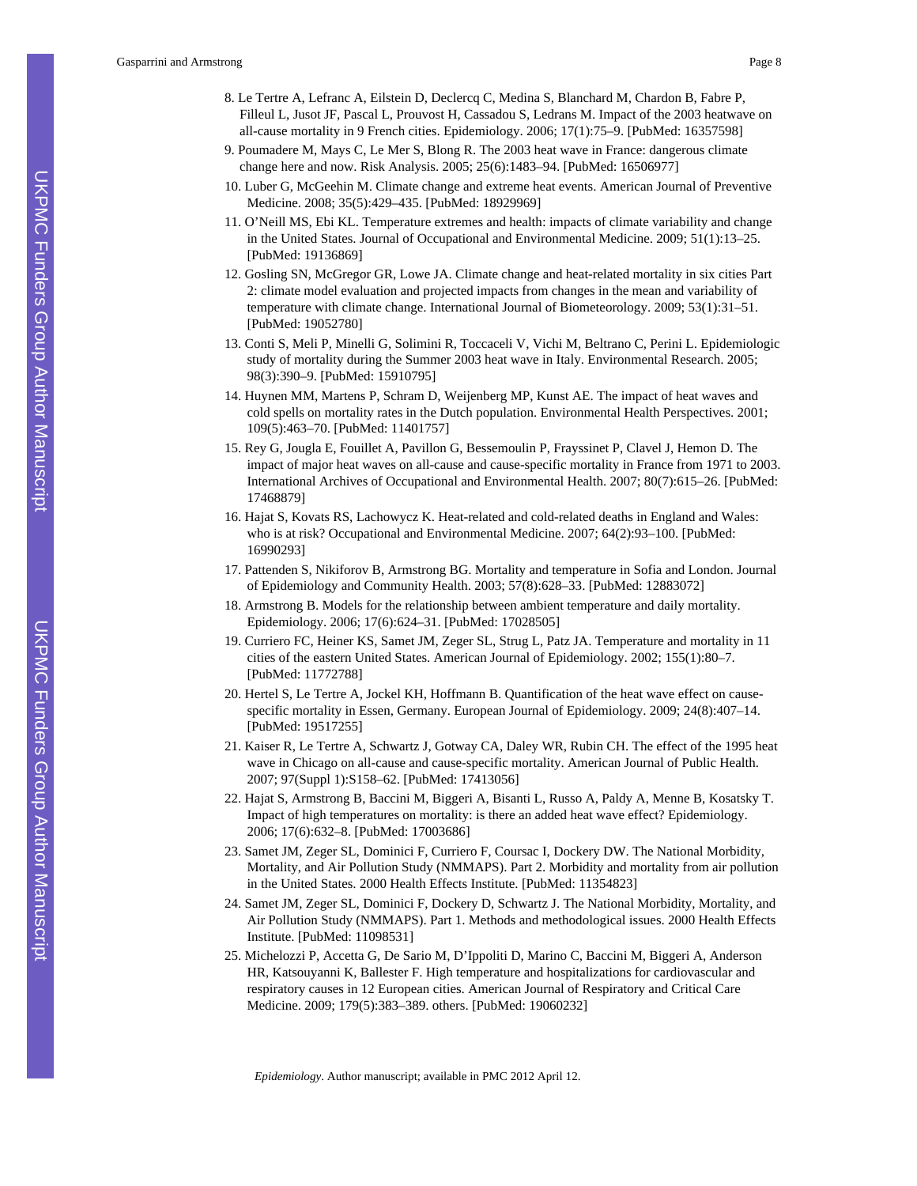8. Le Tertre A, Lefranc A, Eilstein D, Declercq C, Medina S, Blanchard M, Chardon B, Fabre P, Filleul L, Jusot JF, Pascal L, Prouvost H, Cassadou S, Ledrans M. Impact of the 2003 heatwave on all-cause mortality in 9 French cities. Epidemiology. 2006; 17(1):75–9. [PubMed: 16357598]
9. Poumadere M, Mays C, Le Mer S, Blong R. The 2003 heat wave in France: dangerous climate change here and now. Risk Analysis. 2005; 25(6):1483–94. [PubMed: 16506977]
10. Luber G, McGeehin M. Climate change and extreme heat events. American Journal of Preventive Medicine. 2008; 35(5):429–435. [PubMed: 18929969]
11. O'Neill MS, Ebi KL. Temperature extremes and health: impacts of climate variability and change in the United States. Journal of Occupational and Environmental Medicine. 2009; 51(1):13–25. [PubMed: 19136869]
12. Gosling SN, McGregor GR, Lowe JA. Climate change and heat-related mortality in six cities Part 2: climate model evaluation and projected impacts from changes in the mean and variability of temperature with climate change. International Journal of Biometeorology. 2009; 53(1):31–51. [PubMed: 19052780]
13. Conti S, Meli P, Minelli G, Solimini R, Toccaceli V, Vichi M, Beltrano C, Perini L. Epidemiologic study of mortality during the Summer 2003 heat wave in Italy. Environmental Research. 2005; 98(3):390–9. [PubMed: 15910795]
14. Huynen MM, Martens P, Schram D, Weijenberg MP, Kunst AE. The impact of heat waves and cold spells on mortality rates in the Dutch population. Environmental Health Perspectives. 2001; 109(5):463–70. [PubMed: 11401757]
15. Rey G, Jougla E, Fouillet A, Pavillon G, Bessemoulin P, Frayssinet P, Clavel J, Hemon D. The impact of major heat waves on all-cause and cause-specific mortality in France from 1971 to 2003. International Archives of Occupational and Environmental Health. 2007; 80(7):615–26. [PubMed: 17468879]
16. Hajat S, Kovats RS, Lachowycz K. Heat-related and cold-related deaths in England and Wales: who is at risk? Occupational and Environmental Medicine. 2007; 64(2):93–100. [PubMed: 16990293]
17. Pattenden S, Nikiforov B, Armstrong BG. Mortality and temperature in Sofia and London. Journal of Epidemiology and Community Health. 2003; 57(8):628–33. [PubMed: 12883072]
18. Armstrong B. Models for the relationship between ambient temperature and daily mortality. Epidemiology. 2006; 17(6):624–31. [PubMed: 17028505]
19. Curriero FC, Heiner KS, Samet JM, Zeger SL, Strug L, Patz JA. Temperature and mortality in 11 cities of the eastern United States. American Journal of Epidemiology. 2002; 155(1):80–7. [PubMed: 11772788]
20. Hertel S, Le Tertre A, Jockel KH, Hoffmann B. Quantification of the heat wave effect on cause-specific mortality in Essen, Germany. European Journal of Epidemiology. 2009; 24(8):407–14. [PubMed: 19517255]
21. Kaiser R, Le Tertre A, Schwartz J, Gotway CA, Daley WR, Rubin CH. The effect of the 1995 heat wave in Chicago on all-cause and cause-specific mortality. American Journal of Public Health. 2007; 97(Suppl 1):S158–62. [PubMed: 17413056]
22. Hajat S, Armstrong B, Baccini M, Biggeri A, Bisanti L, Russo A, Paldy A, Menne B, Kosatsky T. Impact of high temperatures on mortality: is there an added heat wave effect? Epidemiology. 2006; 17(6):632–8. [PubMed: 17003686]
23. Samet JM, Zeger SL, Dominici F, Curriero F, Coursac I, Dockery DW. The National Morbidity, Mortality, and Air Pollution Study (NMMAPS). Part 2. Morbidity and mortality from air pollution in the United States. 2000 Health Effects Institute. [PubMed: 11354823]
24. Samet JM, Zeger SL, Dominici F, Dockery D, Schwartz J. The National Morbidity, Mortality, and Air Pollution Study (NMMAPS). Part 1. Methods and methodological issues. 2000 Health Effects Institute. [PubMed: 11098531]
25. Michelozzi P, Accetta G, De Sario M, D'Ippoliti D, Marino C, Baccini M, Biggeri A, Anderson HR, Katsouyanni K, Ballester F. High temperature and hospitalizations for cardiovascular and respiratory causes in 12 European cities. American Journal of Respiratory and Critical Care Medicine. 2009; 179(5):383–389. others. [PubMed: 19060232]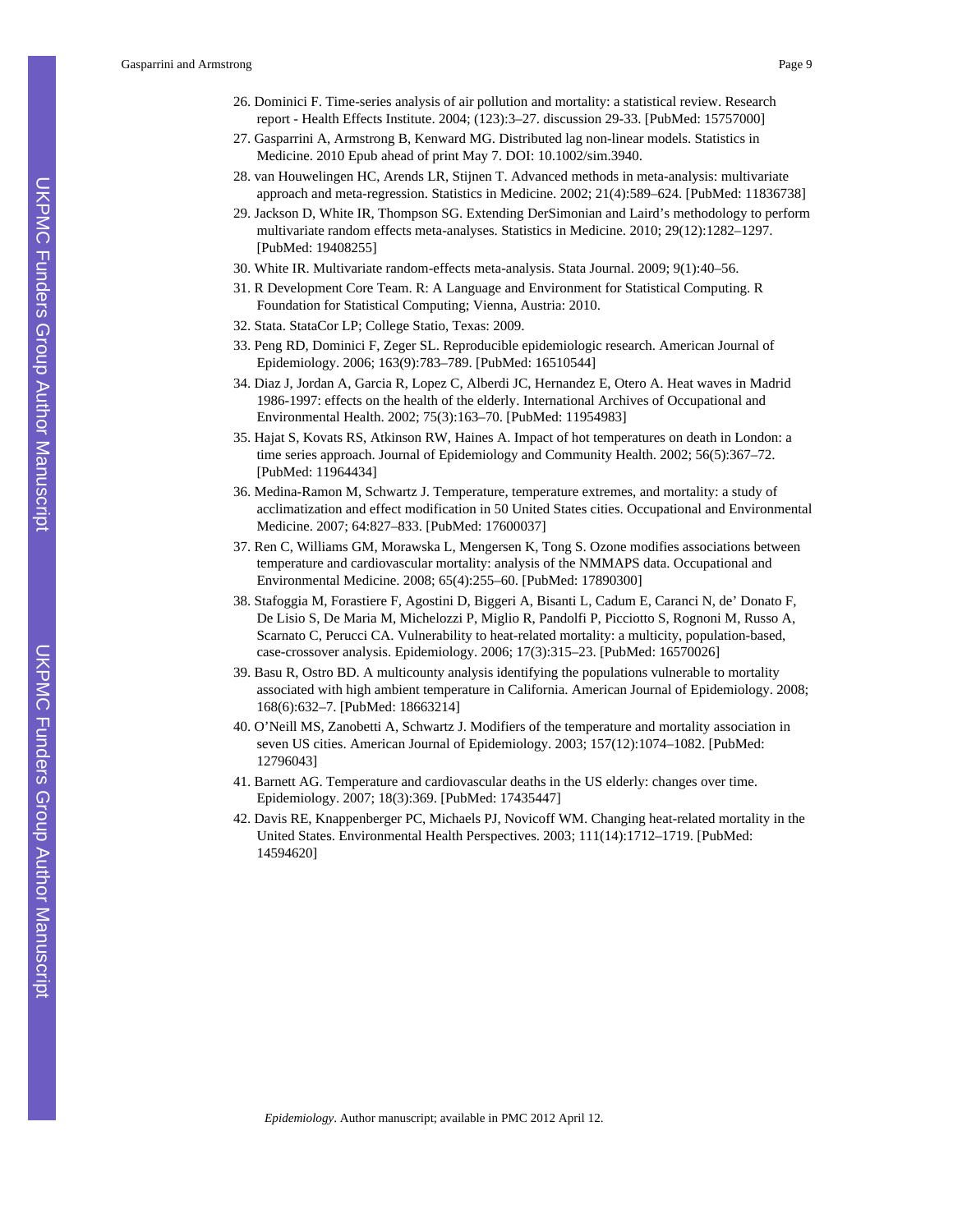26. Dominici F. Time-series analysis of air pollution and mortality: a statistical review. Research report - Health Effects Institute. 2004; (123):3–27. discussion 29-33. [PubMed: 15757000]
27. Gasparrini A, Armstrong B, Kenward MG. Distributed lag non-linear models. Statistics in Medicine. 2010 Epub ahead of print May 7. DOI: 10.1002/sim.3940.
28. van Houwelingen HC, Arends LR, Stijnen T. Advanced methods in meta-analysis: multivariate approach and meta-regression. Statistics in Medicine. 2002; 21(4):589–624. [PubMed: 11836738]
29. Jackson D, White IR, Thompson SG. Extending DerSimonian and Laird's methodology to perform multivariate random effects meta-analyses. Statistics in Medicine. 2010; 29(12):1282–1297. [PubMed: 19408255]
30. White IR. Multivariate random-effects meta-analysis. Stata Journal. 2009; 9(1):40–56.
31. R Development Core Team. R: A Language and Environment for Statistical Computing. R Foundation for Statistical Computing; Vienna, Austria: 2010.
32. Stata. StataCor LP; College Statio, Texas: 2009.
33. Peng RD, Dominici F, Zeger SL. Reproducible epidemiologic research. American Journal of Epidemiology. 2006; 163(9):783–789. [PubMed: 16510544]
34. Diaz J, Jordan A, Garcia R, Lopez C, Alberdi JC, Hernandez E, Otero A. Heat waves in Madrid 1986-1997: effects on the health of the elderly. International Archives of Occupational and Environmental Health. 2002; 75(3):163–70. [PubMed: 11954983]
35. Hajat S, Kovats RS, Atkinson RW, Haines A. Impact of hot temperatures on death in London: a time series approach. Journal of Epidemiology and Community Health. 2002; 56(5):367–72. [PubMed: 11964434]
36. Medina-Ramon M, Schwartz J. Temperature, temperature extremes, and mortality: a study of acclimatization and effect modification in 50 United States cities. Occupational and Environmental Medicine. 2007; 64:827–833. [PubMed: 17600037]
37. Ren C, Williams GM, Morawska L, Mengersen K, Tong S. Ozone modifies associations between temperature and cardiovascular mortality: analysis of the NMMAPS data. Occupational and Environmental Medicine. 2008; 65(4):255–60. [PubMed: 17890300]
38. Stafoggia M, Forastiere F, Agostini D, Biggeri A, Bisanti L, Cadum E, Caranci N, de' Donato F, De Lisio S, De Maria M, Michelozzi P, Miglio R, Pandolfi P, Picciotto S, Rognoni M, Russo A, Scarnato C, Perucci CA. Vulnerability to heat-related mortality: a multicity, population-based, case-crossover analysis. Epidemiology. 2006; 17(3):315–23. [PubMed: 16570026]
39. Basu R, Ostro BD. A multicounty analysis identifying the populations vulnerable to mortality associated with high ambient temperature in California. American Journal of Epidemiology. 2008; 168(6):632–7. [PubMed: 18663214]
40. O'Neill MS, Zanobetti A, Schwartz J. Modifiers of the temperature and mortality association in seven US cities. American Journal of Epidemiology. 2003; 157(12):1074–1082. [PubMed: 12796043]
41. Barnett AG. Temperature and cardiovascular deaths in the US elderly: changes over time. Epidemiology. 2007; 18(3):369. [PubMed: 17435447]
42. Davis RE, Knappenberger PC, Michaels PJ, Novicoff WM. Changing heat-related mortality in the United States. Environmental Health Perspectives. 2003; 111(14):1712–1719. [PubMed: 14594620]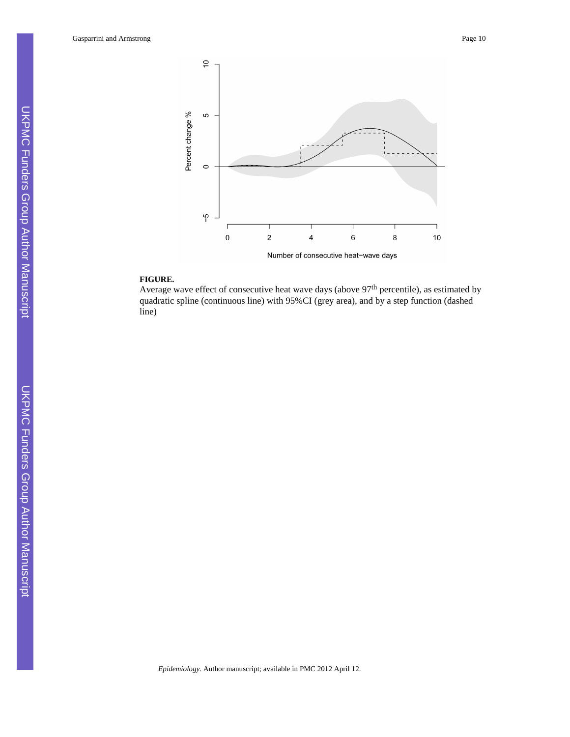**FIGURE.**

Average wave effect of consecutive heat wave days (above 97th percentile), as estimated by quadratic spline (continuous line) with 95%CI (grey area), and by a step function (dashed line)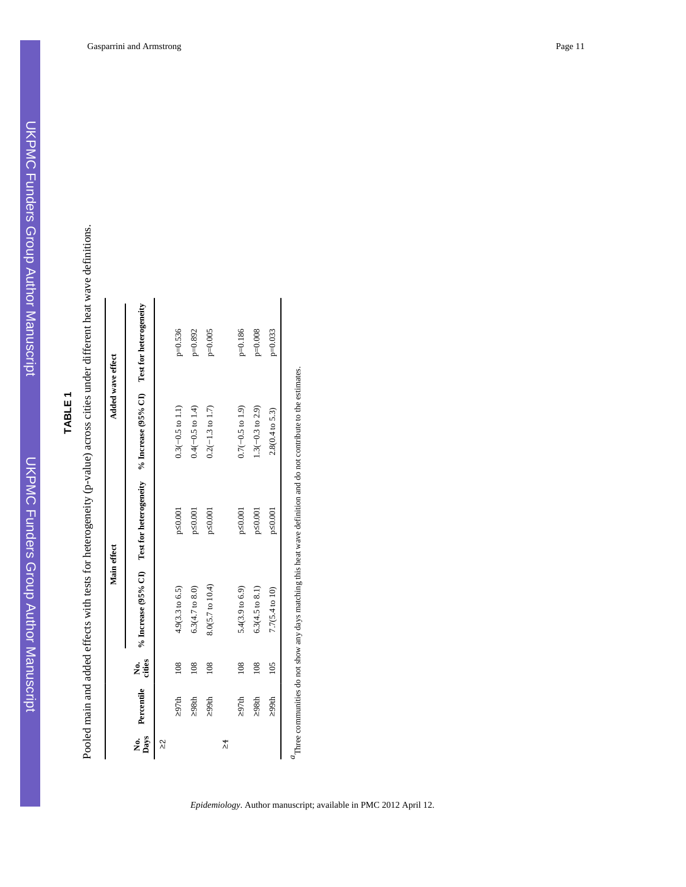# TABLE 1

Pooled main and added effects with tests for heterogeneity (p-value) across cities under different heat wave definitions.

| No. Days | Percentile | No. cities | Main effect | | Added wave effect | |
|---|---|---|---|---|---|---|
| | | | % Increase (95% CI) | Test for heterogeneity | % Increase (95% CI) | Test for heterogeneity |
| ≥2 | | | | | | |
| | ≥97th | 108 | 4.9(3.3 to 6.5) | p≤0.001 | 0.3(−0.5 to 1.1) | p=0.536 |
| | ≥98th | 108 | 6.3(4.7 to 8.0) | p≤0.001 | 0.4(−0.5 to 1.4) | p=0.892 |
| | ≥99th | 108 | 8.0(5.7 to 10.4) | p≤0.001 | 0.2(−1.3 to 1.7) | p=0.005 |
| ≥4 | | | | | | |
| | ≥97th | 108 | 5.4(3.9 to 6.9) | p≤0.001 | 0.7(−0.5 to 1.9) | p=0.186 |
| | ≥98th | 108 | 6.3(4.5 to 8.1) | p≤0.001 | 1.3(−0.3 to 2.9) | p=0.008 |
| | ≥99th | 105 | 7.7(5.4 to 10) | p≤0.001 | 2.8(0.4 to 5.3) | p=0.033 |

[a] Three communities do not show any days matching this heat wave definition and do not contribute to the estimates.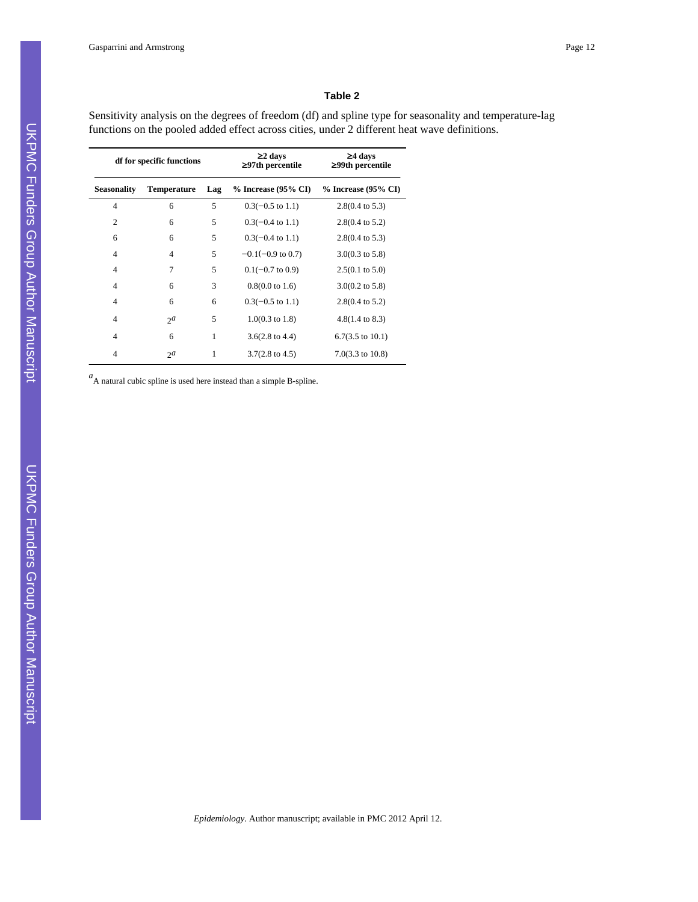### Table 2

Sensitivity analysis on the degrees of freedom (df) and spline type for seasonality and temperature-lag functions on the pooled added effect across cities, under 2 different heat wave definitions.

| df for specific functions | | | ≥2 days ≥97th percentile | ≥4 days ≥99th percentile |
|---|---|---|---|---|
| Seasonality | Temperature | Lag | % Increase (95% CI) | % Increase (95% CI) |
| 4 | 6 | 5 | 0.3(−0.5 to 1.1) | 2.8(0.4 to 5.3) |
| 2 | 6 | 5 | 0.3(−0.4 to 1.1) | 2.8(0.4 to 5.2) |
| 6 | 6 | 5 | 0.3(−0.4 to 1.1) | 2.8(0.4 to 5.3) |
| 4 | 4 | 5 | −0.1(−0.9 to 0.7) | 3.0(0.3 to 5.8) |
| 4 | 7 | 5 | 0.1(−0.7 to 0.9) | 2.5(0.1 to 5.0) |
| 4 | 6 | 3 | 0.8(0.0 to 1.6) | 3.0(0.2 to 5.8) |
| 4 | 6 | 6 | 0.3(−0.5 to 1.1) | 2.8(0.4 to 5.2) |
| 4 | 2[a] | 5 | 1.0(0.3 to 1.8) | 4.8(1.4 to 8.3) |
| 4 | 6 | 1 | 3.6(2.8 to 4.4) | 6.7(3.5 to 10.1) |
| 4 | 2[a] | 1 | 3.7(2.8 to 4.5) | 7.0(3.3 to 10.8) |

[a] A natural cubic spline is used here instead than a simple B-spline.